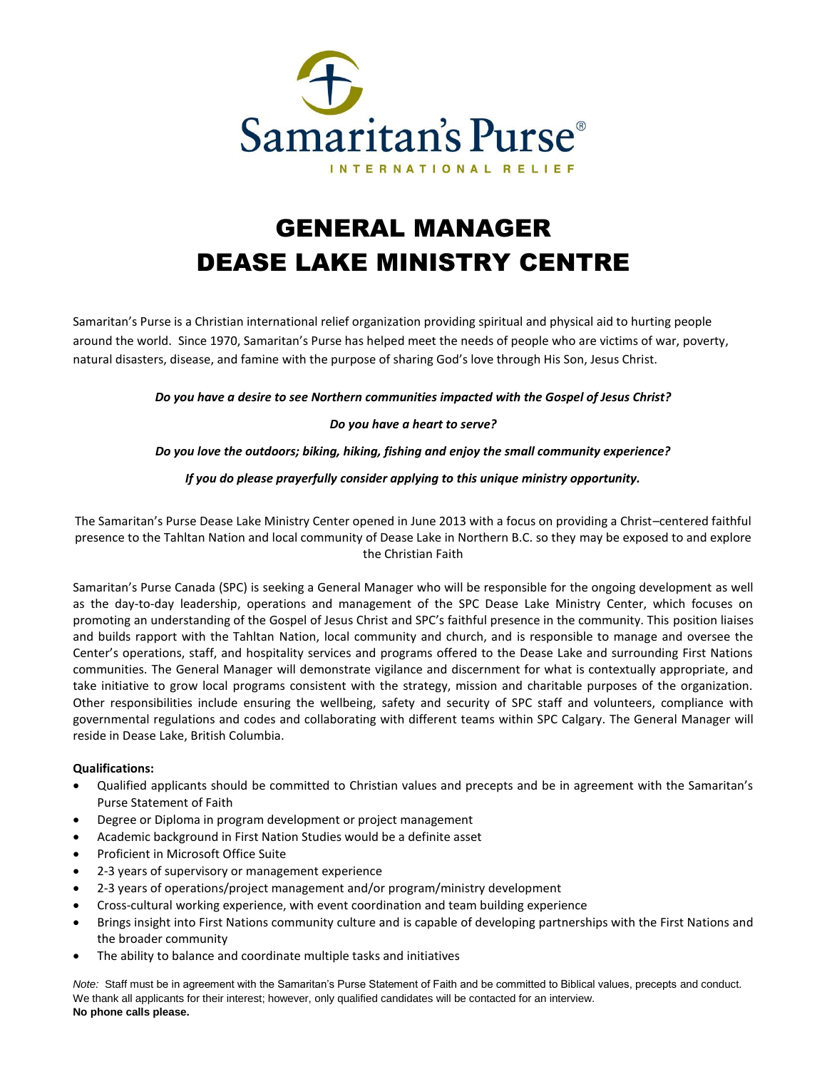# GENERAL MANAGER
# DEASE LAKE MINISTRY CENTRE

Samaritan's Purse is a Christian international relief organization providing spiritual and physical aid to hurting people around the world. Since 1970, Samaritan's Purse has helped meet the needs of people who are victims of war, poverty, natural disasters, disease, and famine with the purpose of sharing God's love through His Son, Jesus Christ.

***Do you have a desire to see Northern communities impacted with the Gospel of Jesus Christ?***

***Do you have a heart to serve?***

***Do you love the outdoors; biking, hiking, fishing and enjoy the small community experience?***

***If you do please prayerfully consider applying to this unique ministry opportunity.***

The Samaritan's Purse Dease Lake Ministry Center opened in June 2013 with a focus on providing a Christ–centered faithful presence to the Tahltan Nation and local community of Dease Lake in Northern B.C. so they may be exposed to and explore the Christian Faith

Samaritan's Purse Canada (SPC) is seeking a General Manager who will be responsible for the ongoing development as well as the day-to-day leadership, operations and management of the SPC Dease Lake Ministry Center, which focuses on promoting an understanding of the Gospel of Jesus Christ and SPC's faithful presence in the community. This position liaises and builds rapport with the Tahltan Nation, local community and church, and is responsible to manage and oversee the Center's operations, staff, and hospitality services and programs offered to the Dease Lake and surrounding First Nations communities. The General Manager will demonstrate vigilance and discernment for what is contextually appropriate, and take initiative to grow local programs consistent with the strategy, mission and charitable purposes of the organization. Other responsibilities include ensuring the wellbeing, safety and security of SPC staff and volunteers, compliance with governmental regulations and codes and collaborating with different teams within SPC Calgary. The General Manager will reside in Dease Lake, British Columbia.

**Qualifications:**

- Qualified applicants should be committed to Christian values and precepts and be in agreement with the Samaritan's Purse Statement of Faith
- Degree or Diploma in program development or project management
- Academic background in First Nation Studies would be a definite asset
- Proficient in Microsoft Office Suite
- 2-3 years of supervisory or management experience
- 2-3 years of operations/project management and/or program/ministry development
- Cross-cultural working experience, with event coordination and team building experience
- Brings insight into First Nations community culture and is capable of developing partnerships with the First Nations and the broader community
- The ability to balance and coordinate multiple tasks and initiatives

*Note:* Staff must be in agreement with the Samaritan's Purse Statement of Faith and be committed to Biblical values, precepts and conduct. We thank all applicants for their interest; however, only qualified candidates will be contacted for an interview.
**No phone calls please.**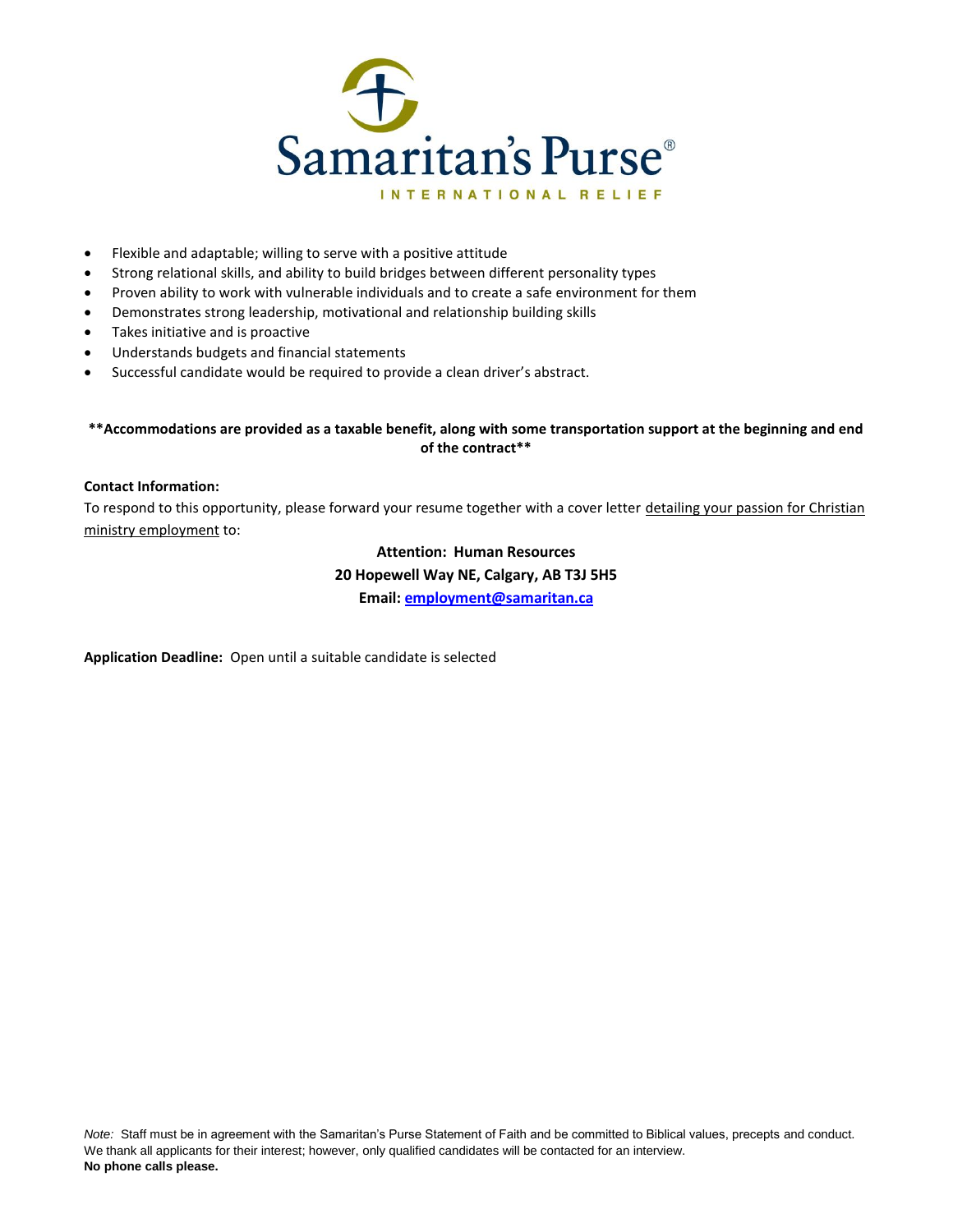- Flexible and adaptable; willing to serve with a positive attitude
- Strong relational skills, and ability to build bridges between different personality types
- Proven ability to work with vulnerable individuals and to create a safe environment for them
- Demonstrates strong leadership, motivational and relationship building skills
- Takes initiative and is proactive
- Understands budgets and financial statements
- Successful candidate would be required to provide a clean driver's abstract.

**\*\*Accommodations are provided as a taxable benefit, along with some transportation support at the beginning and end of the contract\*\***

**Contact Information:**

To respond to this opportunity, please forward your resume together with a cover letter detailing your passion for Christian ministry employment to:

**Attention: Human Resources**
**20 Hopewell Way NE, Calgary, AB T3J 5H5**
**Email: employment@samaritan.ca**

**Application Deadline:** Open until a suitable candidate is selected

*Note:* Staff must be in agreement with the Samaritan's Purse Statement of Faith and be committed to Biblical values, precepts and conduct. We thank all applicants for their interest; however, only qualified candidates will be contacted for an interview.
**No phone calls please.**